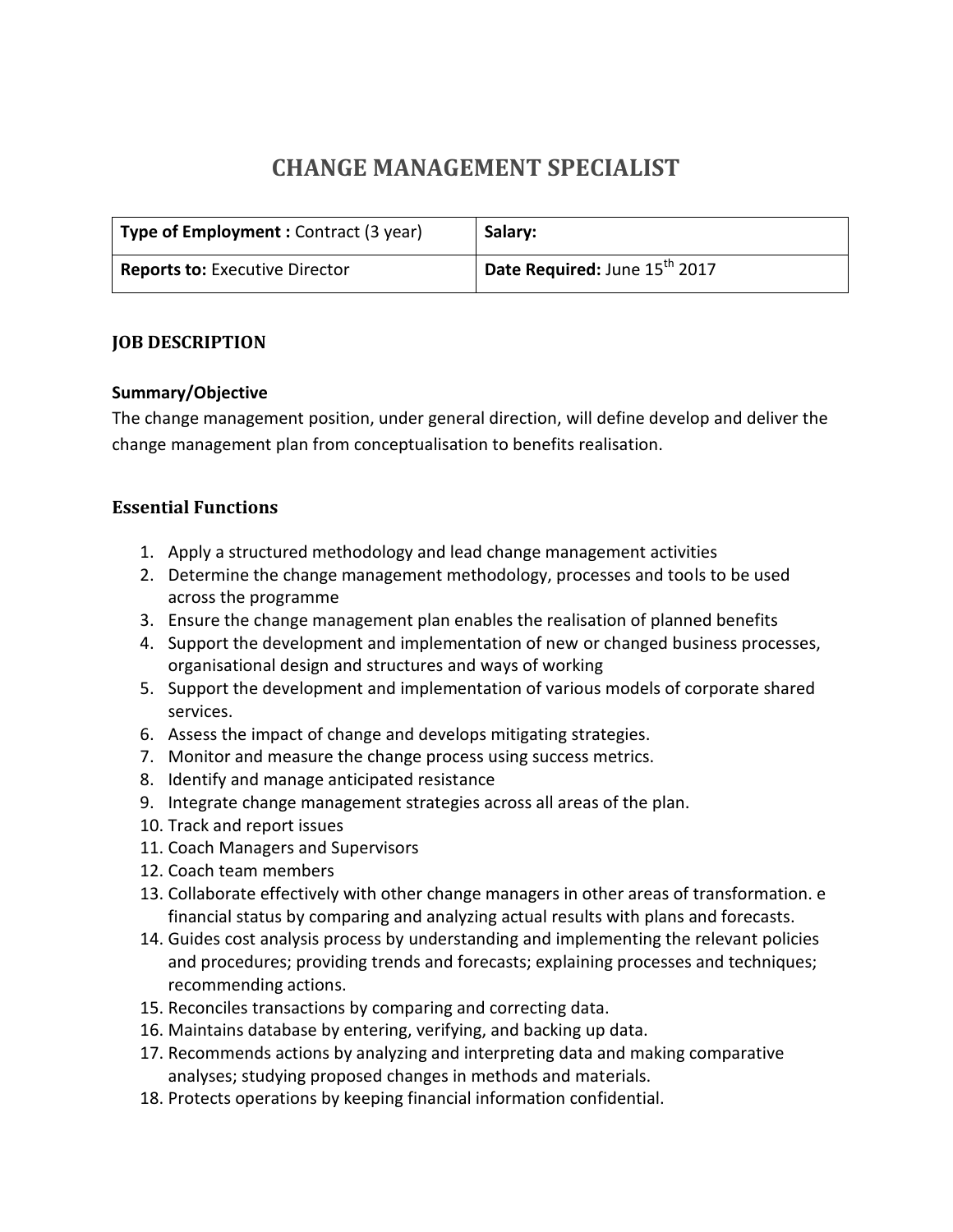# CHANGE MANAGEMENT SPECIALIST

| **Type of Employment :** Contract (3 year) | **Salary:** |
|---|---|
| **Reports to:** Executive Director | **Date Required:** June 15th 2017 |

## JOB DESCRIPTION

### Summary/Objective

The change management position, under general direction, will define develop and deliver the change management plan from conceptualisation to benefits realisation.

### Essential Functions

1. Apply a structured methodology and lead change management activities
2. Determine the change management methodology, processes and tools to be used across the programme
3. Ensure the change management plan enables the realisation of planned benefits
4. Support the development and implementation of new or changed business processes, organisational design and structures and ways of working
5. Support the development and implementation of various models of corporate shared services.
6. Assess the impact of change and develops mitigating strategies.
7. Monitor and measure the change process using success metrics.
8. Identify and manage anticipated resistance
9. Integrate change management strategies across all areas of the plan.
10. Track and report issues
11. Coach Managers and Supervisors
12. Coach team members
13. Collaborate effectively with other change managers in other areas of transformation. e financial status by comparing and analyzing actual results with plans and forecasts.
14. Guides cost analysis process by understanding and implementing the relevant policies and procedures; providing trends and forecasts; explaining processes and techniques; recommending actions.
15. Reconciles transactions by comparing and correcting data.
16. Maintains database by entering, verifying, and backing up data.
17. Recommends actions by analyzing and interpreting data and making comparative analyses; studying proposed changes in methods and materials.
18. Protects operations by keeping financial information confidential.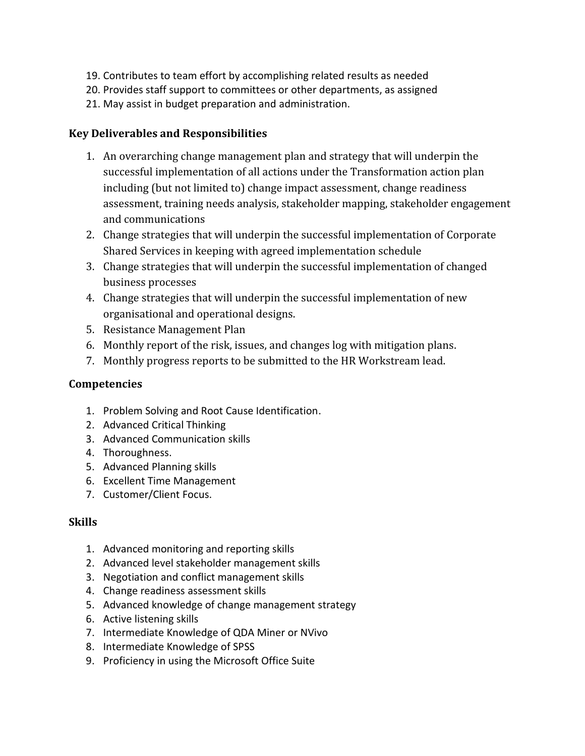19. Contributes to team effort by accomplishing related results as needed
20. Provides staff support to committees or other departments, as assigned
21. May assist in budget preparation and administration.

## Key Deliverables and Responsibilities

1. An overarching change management plan and strategy that will underpin the successful implementation of all actions under the Transformation action plan including (but not limited to) change impact assessment, change readiness assessment, training needs analysis, stakeholder mapping, stakeholder engagement and communications
2. Change strategies that will underpin the successful implementation of Corporate Shared Services in keeping with agreed implementation schedule
3. Change strategies that will underpin the successful implementation of changed business processes
4. Change strategies that will underpin the successful implementation of new organisational and operational designs.
5. Resistance Management Plan
6. Monthly report of the risk, issues, and changes log with mitigation plans.
7. Monthly progress reports to be submitted to the HR Workstream lead.

## Competencies

1. Problem Solving and Root Cause Identification.
2. Advanced Critical Thinking
3. Advanced Communication skills
4. Thoroughness.
5. Advanced Planning skills
6. Excellent Time Management
7. Customer/Client Focus.

## Skills

1. Advanced monitoring and reporting skills
2. Advanced level stakeholder management skills
3. Negotiation and conflict management skills
4. Change readiness assessment skills
5. Advanced knowledge of change management strategy
6. Active listening skills
7. Intermediate Knowledge of QDA Miner or NVivo
8. Intermediate Knowledge of SPSS
9. Proficiency in using the Microsoft Office Suite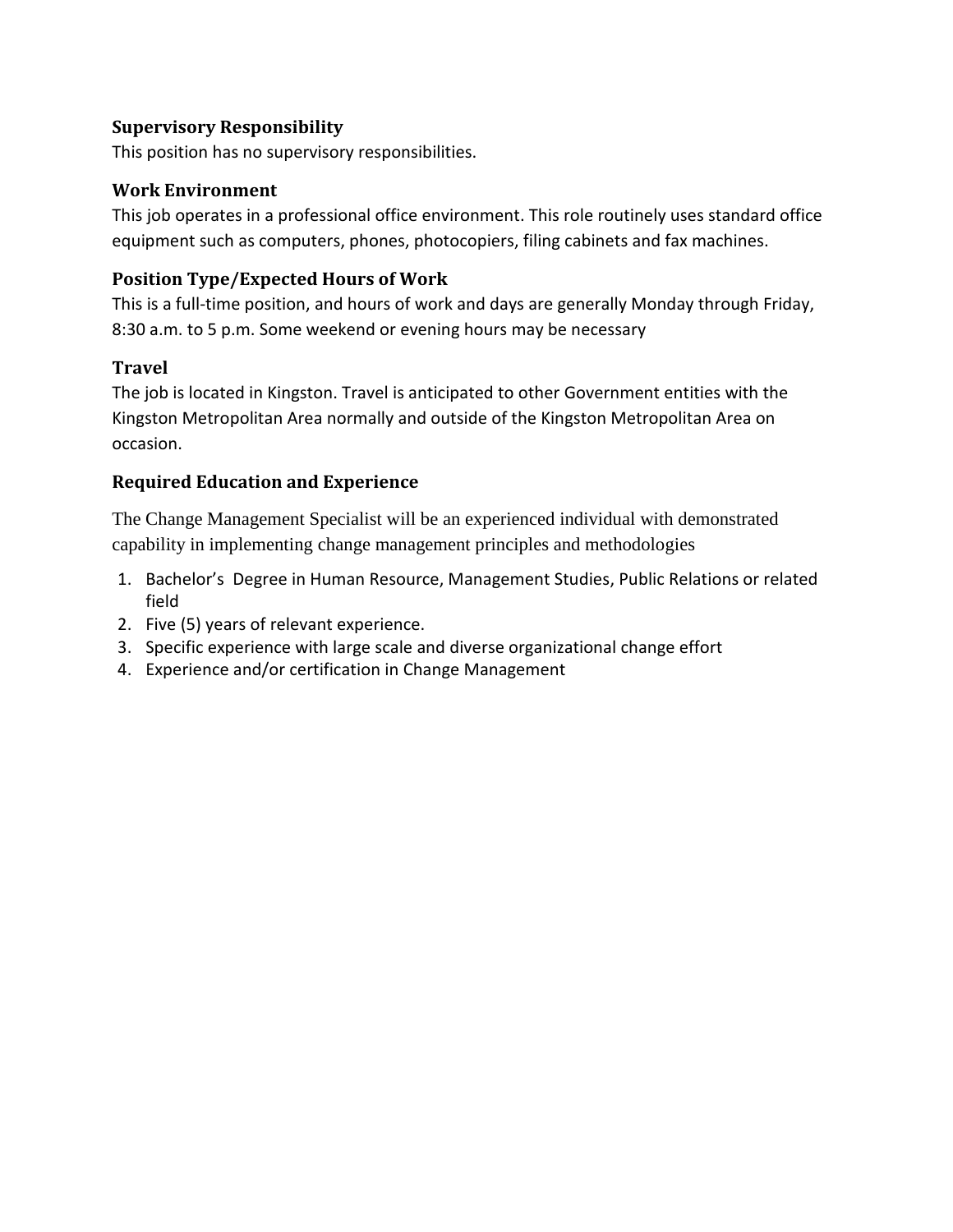### Supervisory Responsibility

This position has no supervisory responsibilities.

### Work Environment

This job operates in a professional office environment. This role routinely uses standard office equipment such as computers, phones, photocopiers, filing cabinets and fax machines.

### Position Type/Expected Hours of Work

This is a full-time position, and hours of work and days are generally Monday through Friday, 8:30 a.m. to 5 p.m. Some weekend or evening hours may be necessary

### Travel

The job is located in Kingston. Travel is anticipated to other Government entities with the Kingston Metropolitan Area normally and outside of the Kingston Metropolitan Area on occasion.

### Required Education and Experience

The Change Management Specialist will be an experienced individual with demonstrated capability in implementing change management principles and methodologies

1. Bachelor's Degree in Human Resource, Management Studies, Public Relations or related field
2. Five (5) years of relevant experience.
3. Specific experience with large scale and diverse organizational change effort
4. Experience and/or certification in Change Management